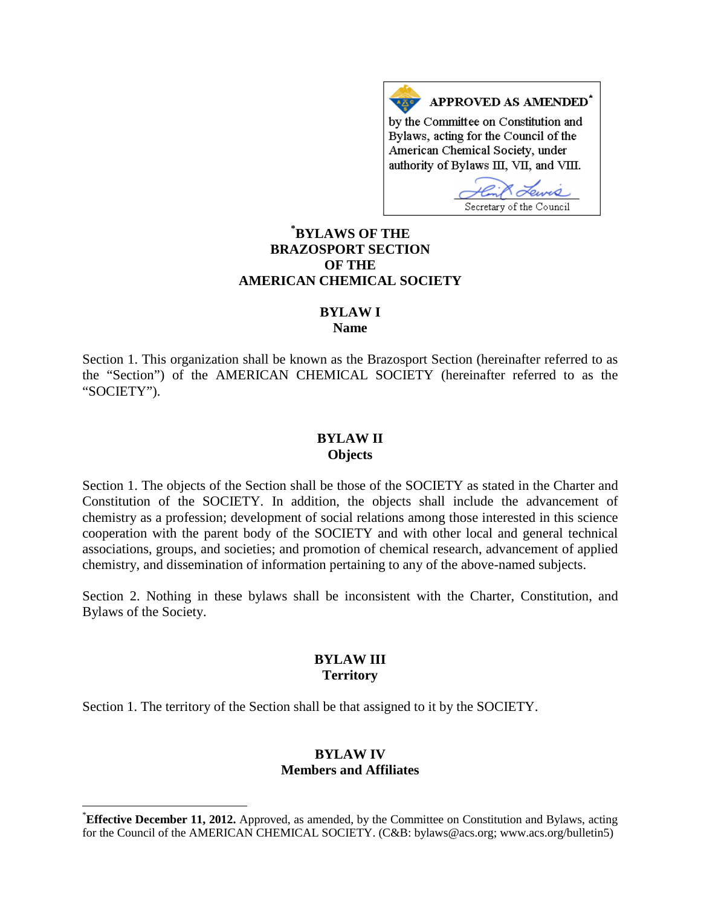**APPROVED AS AMENDED***

by the Committee on Constitution and Bylaws, acting for the Council of the American Chemical Society, under authority of Bylaws III, VII, and VIII.

Secretary of the Council

# *BYLAWS OF THE BRAZOSPORT SECTION OF THE AMERICAN CHEMICAL SOCIETY

## BYLAW I
## Name

Section 1. This organization shall be known as the Brazosport Section (hereinafter referred to as the "Section") of the AMERICAN CHEMICAL SOCIETY (hereinafter referred to as the "SOCIETY").

## BYLAW II
## Objects

Section 1. The objects of the Section shall be those of the SOCIETY as stated in the Charter and Constitution of the SOCIETY. In addition, the objects shall include the advancement of chemistry as a profession; development of social relations among those interested in this science cooperation with the parent body of the SOCIETY and with other local and general technical associations, groups, and societies; and promotion of chemical research, advancement of applied chemistry, and dissemination of information pertaining to any of the above-named subjects.

Section 2. Nothing in these bylaws shall be inconsistent with the Charter, Constitution, and Bylaws of the Society.

## BYLAW III
## Territory

Section 1. The territory of the Section shall be that assigned to it by the SOCIETY.

## BYLAW IV
## Members and Affiliates

---

***Effective December 11, 2012.** Approved, as amended, by the Committee on Constitution and Bylaws, acting for the Council of the AMERICAN CHEMICAL SOCIETY. (C&B: bylaws@acs.org; www.acs.org/bulletin5)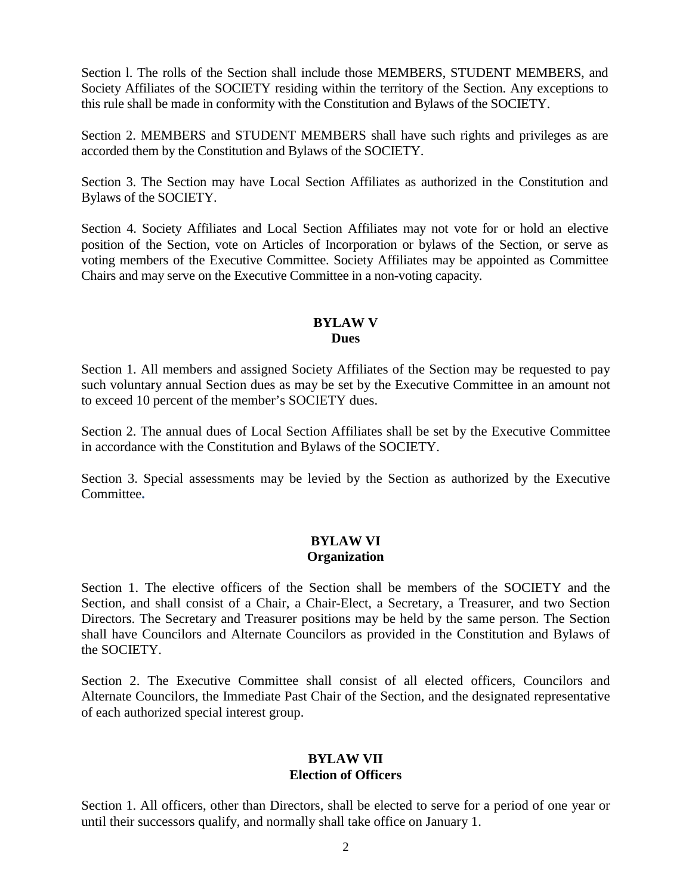Section l. The rolls of the Section shall include those MEMBERS, STUDENT MEMBERS, and Society Affiliates of the SOCIETY residing within the territory of the Section. Any exceptions to this rule shall be made in conformity with the Constitution and Bylaws of the SOCIETY.

Section 2. MEMBERS and STUDENT MEMBERS shall have such rights and privileges as are accorded them by the Constitution and Bylaws of the SOCIETY.

Section 3. The Section may have Local Section Affiliates as authorized in the Constitution and Bylaws of the SOCIETY.

Section 4. Society Affiliates and Local Section Affiliates may not vote for or hold an elective position of the Section, vote on Articles of Incorporation or bylaws of the Section, or serve as voting members of the Executive Committee. Society Affiliates may be appointed as Committee Chairs and may serve on the Executive Committee in a non-voting capacity.

## BYLAW V
## Dues

Section 1. All members and assigned Society Affiliates of the Section may be requested to pay such voluntary annual Section dues as may be set by the Executive Committee in an amount not to exceed 10 percent of the member's SOCIETY dues.

Section 2. The annual dues of Local Section Affiliates shall be set by the Executive Committee in accordance with the Constitution and Bylaws of the SOCIETY.

Section 3. Special assessments may be levied by the Section as authorized by the Executive Committee.

## BYLAW VI
## Organization

Section 1. The elective officers of the Section shall be members of the SOCIETY and the Section, and shall consist of a Chair, a Chair-Elect, a Secretary, a Treasurer, and two Section Directors. The Secretary and Treasurer positions may be held by the same person. The Section shall have Councilors and Alternate Councilors as provided in the Constitution and Bylaws of the SOCIETY.

Section 2. The Executive Committee shall consist of all elected officers, Councilors and Alternate Councilors, the Immediate Past Chair of the Section, and the designated representative of each authorized special interest group.

## BYLAW VII
## Election of Officers

Section 1. All officers, other than Directors, shall be elected to serve for a period of one year or until their successors qualify, and normally shall take office on January 1.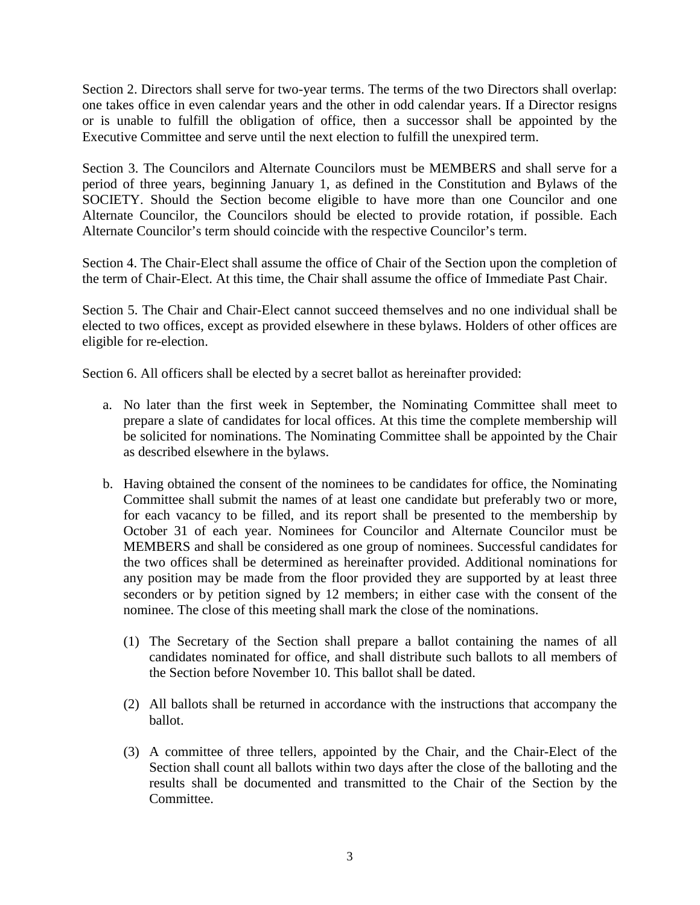Section 2. Directors shall serve for two-year terms. The terms of the two Directors shall overlap: one takes office in even calendar years and the other in odd calendar years. If a Director resigns or is unable to fulfill the obligation of office, then a successor shall be appointed by the Executive Committee and serve until the next election to fulfill the unexpired term.

Section 3. The Councilors and Alternate Councilors must be MEMBERS and shall serve for a period of three years, beginning January 1, as defined in the Constitution and Bylaws of the SOCIETY. Should the Section become eligible to have more than one Councilor and one Alternate Councilor, the Councilors should be elected to provide rotation, if possible. Each Alternate Councilor's term should coincide with the respective Councilor's term.

Section 4. The Chair-Elect shall assume the office of Chair of the Section upon the completion of the term of Chair-Elect. At this time, the Chair shall assume the office of Immediate Past Chair.

Section 5. The Chair and Chair-Elect cannot succeed themselves and no one individual shall be elected to two offices, except as provided elsewhere in these bylaws. Holders of other offices are eligible for re-election.

Section 6. All officers shall be elected by a secret ballot as hereinafter provided:

a. No later than the first week in September, the Nominating Committee shall meet to prepare a slate of candidates for local offices. At this time the complete membership will be solicited for nominations. The Nominating Committee shall be appointed by the Chair as described elsewhere in the bylaws.

b. Having obtained the consent of the nominees to be candidates for office, the Nominating Committee shall submit the names of at least one candidate but preferably two or more, for each vacancy to be filled, and its report shall be presented to the membership by October 31 of each year. Nominees for Councilor and Alternate Councilor must be MEMBERS and shall be considered as one group of nominees. Successful candidates for the two offices shall be determined as hereinafter provided. Additional nominations for any position may be made from the floor provided they are supported by at least three seconders or by petition signed by 12 members; in either case with the consent of the nominee. The close of this meeting shall mark the close of the nominations.

   (1) The Secretary of the Section shall prepare a ballot containing the names of all candidates nominated for office, and shall distribute such ballots to all members of the Section before November 10. This ballot shall be dated.

   (2) All ballots shall be returned in accordance with the instructions that accompany the ballot.

   (3) A committee of three tellers, appointed by the Chair, and the Chair-Elect of the Section shall count all ballots within two days after the close of the balloting and the results shall be documented and transmitted to the Chair of the Section by the Committee.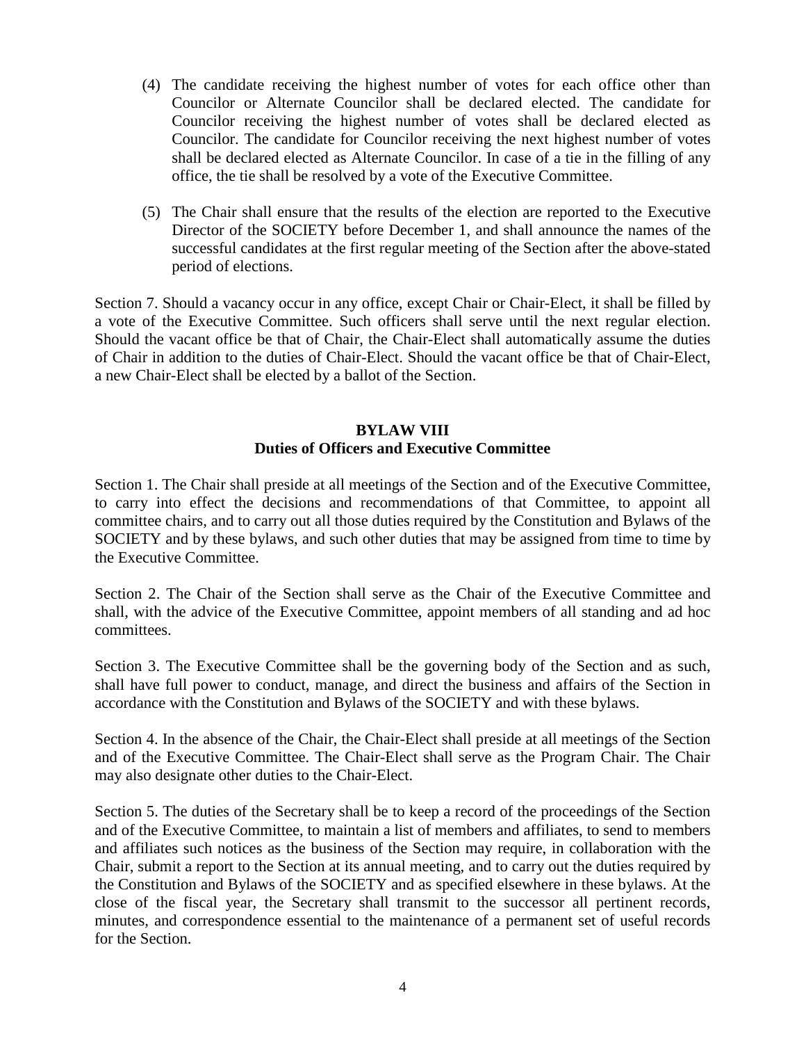(4) The candidate receiving the highest number of votes for each office other than Councilor or Alternate Councilor shall be declared elected. The candidate for Councilor receiving the highest number of votes shall be declared elected as Councilor. The candidate for Councilor receiving the next highest number of votes shall be declared elected as Alternate Councilor. In case of a tie in the filling of any office, the tie shall be resolved by a vote of the Executive Committee.

(5) The Chair shall ensure that the results of the election are reported to the Executive Director of the SOCIETY before December 1, and shall announce the names of the successful candidates at the first regular meeting of the Section after the above-stated period of elections.

Section 7. Should a vacancy occur in any office, except Chair or Chair-Elect, it shall be filled by a vote of the Executive Committee. Such officers shall serve until the next regular election. Should the vacant office be that of Chair, the Chair-Elect shall automatically assume the duties of Chair in addition to the duties of Chair-Elect. Should the vacant office be that of Chair-Elect, a new Chair-Elect shall be elected by a ballot of the Section.

## BYLAW VIII
## Duties of Officers and Executive Committee

Section 1. The Chair shall preside at all meetings of the Section and of the Executive Committee, to carry into effect the decisions and recommendations of that Committee, to appoint all committee chairs, and to carry out all those duties required by the Constitution and Bylaws of the SOCIETY and by these bylaws, and such other duties that may be assigned from time to time by the Executive Committee.

Section 2. The Chair of the Section shall serve as the Chair of the Executive Committee and shall, with the advice of the Executive Committee, appoint members of all standing and ad hoc committees.

Section 3. The Executive Committee shall be the governing body of the Section and as such, shall have full power to conduct, manage, and direct the business and affairs of the Section in accordance with the Constitution and Bylaws of the SOCIETY and with these bylaws.

Section 4. In the absence of the Chair, the Chair-Elect shall preside at all meetings of the Section and of the Executive Committee. The Chair-Elect shall serve as the Program Chair. The Chair may also designate other duties to the Chair-Elect.

Section 5. The duties of the Secretary shall be to keep a record of the proceedings of the Section and of the Executive Committee, to maintain a list of members and affiliates, to send to members and affiliates such notices as the business of the Section may require, in collaboration with the Chair, submit a report to the Section at its annual meeting, and to carry out the duties required by the Constitution and Bylaws of the SOCIETY and as specified elsewhere in these bylaws. At the close of the fiscal year, the Secretary shall transmit to the successor all pertinent records, minutes, and correspondence essential to the maintenance of a permanent set of useful records for the Section.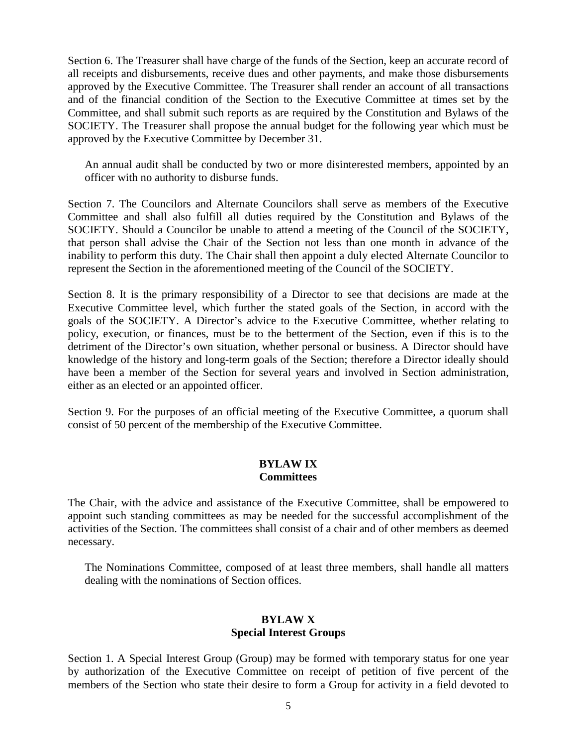Section 6. The Treasurer shall have charge of the funds of the Section, keep an accurate record of all receipts and disbursements, receive dues and other payments, and make those disbursements approved by the Executive Committee. The Treasurer shall render an account of all transactions and of the financial condition of the Section to the Executive Committee at times set by the Committee, and shall submit such reports as are required by the Constitution and Bylaws of the SOCIETY. The Treasurer shall propose the annual budget for the following year which must be approved by the Executive Committee by December 31.

An annual audit shall be conducted by two or more disinterested members, appointed by an officer with no authority to disburse funds.

Section 7. The Councilors and Alternate Councilors shall serve as members of the Executive Committee and shall also fulfill all duties required by the Constitution and Bylaws of the SOCIETY. Should a Councilor be unable to attend a meeting of the Council of the SOCIETY, that person shall advise the Chair of the Section not less than one month in advance of the inability to perform this duty. The Chair shall then appoint a duly elected Alternate Councilor to represent the Section in the aforementioned meeting of the Council of the SOCIETY.

Section 8. It is the primary responsibility of a Director to see that decisions are made at the Executive Committee level, which further the stated goals of the Section, in accord with the goals of the SOCIETY. A Director's advice to the Executive Committee, whether relating to policy, execution, or finances, must be to the betterment of the Section, even if this is to the detriment of the Director's own situation, whether personal or business. A Director should have knowledge of the history and long-term goals of the Section; therefore a Director ideally should have been a member of the Section for several years and involved in Section administration, either as an elected or an appointed officer.

Section 9. For the purposes of an official meeting of the Executive Committee, a quorum shall consist of 50 percent of the membership of the Executive Committee.

## BYLAW IX
## Committees

The Chair, with the advice and assistance of the Executive Committee, shall be empowered to appoint such standing committees as may be needed for the successful accomplishment of the activities of the Section. The committees shall consist of a chair and of other members as deemed necessary.

The Nominations Committee, composed of at least three members, shall handle all matters dealing with the nominations of Section offices.

## BYLAW X
## Special Interest Groups

Section 1. A Special Interest Group (Group) may be formed with temporary status for one year by authorization of the Executive Committee on receipt of petition of five percent of the members of the Section who state their desire to form a Group for activity in a field devoted to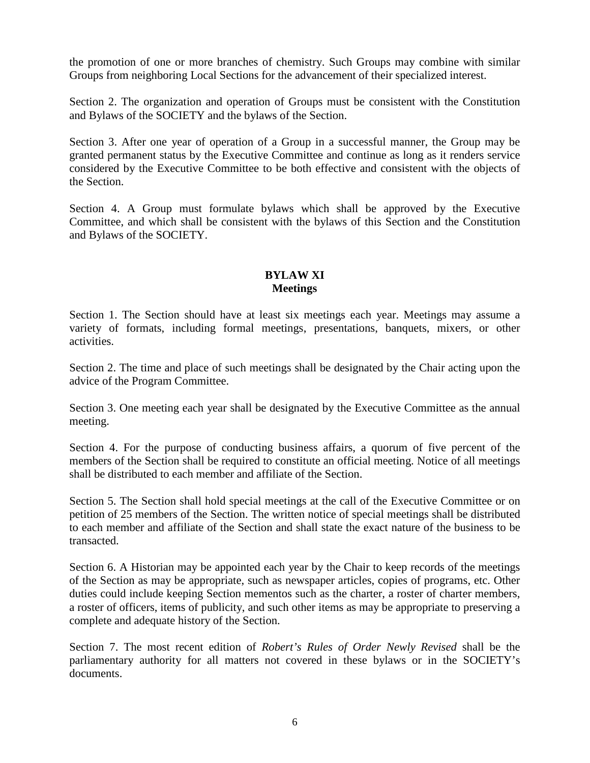the promotion of one or more branches of chemistry. Such Groups may combine with similar Groups from neighboring Local Sections for the advancement of their specialized interest.

Section 2. The organization and operation of Groups must be consistent with the Constitution and Bylaws of the SOCIETY and the bylaws of the Section.

Section 3. After one year of operation of a Group in a successful manner, the Group may be granted permanent status by the Executive Committee and continue as long as it renders service considered by the Executive Committee to be both effective and consistent with the objects of the Section.

Section 4. A Group must formulate bylaws which shall be approved by the Executive Committee, and which shall be consistent with the bylaws of this Section and the Constitution and Bylaws of the SOCIETY.

## BYLAW XI
## Meetings

Section 1. The Section should have at least six meetings each year. Meetings may assume a variety of formats, including formal meetings, presentations, banquets, mixers, or other activities.

Section 2. The time and place of such meetings shall be designated by the Chair acting upon the advice of the Program Committee.

Section 3. One meeting each year shall be designated by the Executive Committee as the annual meeting.

Section 4. For the purpose of conducting business affairs, a quorum of five percent of the members of the Section shall be required to constitute an official meeting. Notice of all meetings shall be distributed to each member and affiliate of the Section.

Section 5. The Section shall hold special meetings at the call of the Executive Committee or on petition of 25 members of the Section. The written notice of special meetings shall be distributed to each member and affiliate of the Section and shall state the exact nature of the business to be transacted.

Section 6. A Historian may be appointed each year by the Chair to keep records of the meetings of the Section as may be appropriate, such as newspaper articles, copies of programs, etc. Other duties could include keeping Section mementos such as the charter, a roster of charter members, a roster of officers, items of publicity, and such other items as may be appropriate to preserving a complete and adequate history of the Section.

Section 7. The most recent edition of *Robert's Rules of Order Newly Revised* shall be the parliamentary authority for all matters not covered in these bylaws or in the SOCIETY's documents.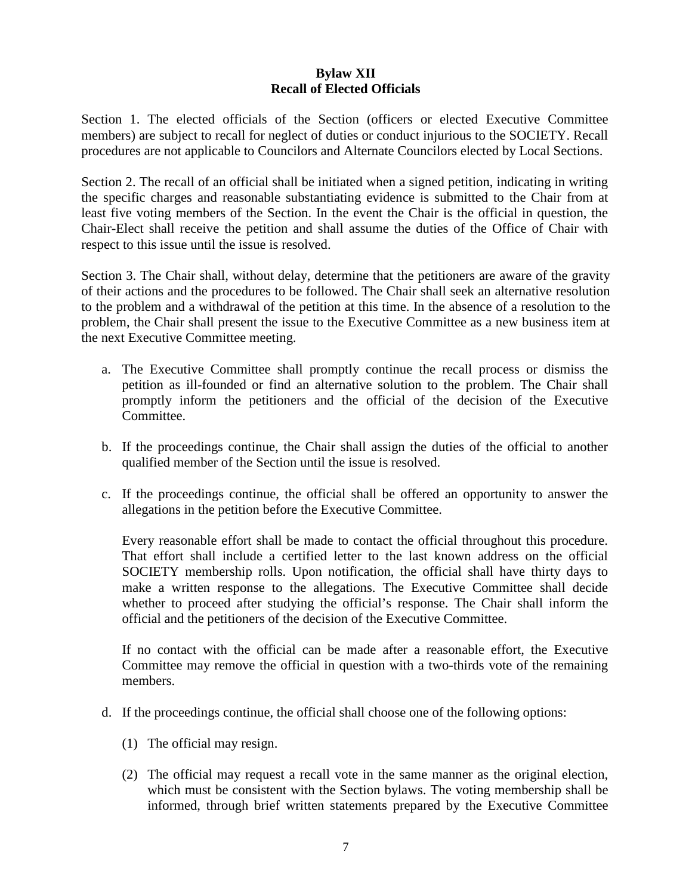## Bylaw XII
## Recall of Elected Officials

Section 1. The elected officials of the Section (officers or elected Executive Committee members) are subject to recall for neglect of duties or conduct injurious to the SOCIETY. Recall procedures are not applicable to Councilors and Alternate Councilors elected by Local Sections.

Section 2. The recall of an official shall be initiated when a signed petition, indicating in writing the specific charges and reasonable substantiating evidence is submitted to the Chair from at least five voting members of the Section. In the event the Chair is the official in question, the Chair-Elect shall receive the petition and shall assume the duties of the Office of Chair with respect to this issue until the issue is resolved.

Section 3. The Chair shall, without delay, determine that the petitioners are aware of the gravity of their actions and the procedures to be followed. The Chair shall seek an alternative resolution to the problem and a withdrawal of the petition at this time. In the absence of a resolution to the problem, the Chair shall present the issue to the Executive Committee as a new business item at the next Executive Committee meeting.

a. The Executive Committee shall promptly continue the recall process or dismiss the petition as ill-founded or find an alternative solution to the problem. The Chair shall promptly inform the petitioners and the official of the decision of the Executive Committee.

b. If the proceedings continue, the Chair shall assign the duties of the official to another qualified member of the Section until the issue is resolved.

c. If the proceedings continue, the official shall be offered an opportunity to answer the allegations in the petition before the Executive Committee.

   Every reasonable effort shall be made to contact the official throughout this procedure. That effort shall include a certified letter to the last known address on the official SOCIETY membership rolls. Upon notification, the official shall have thirty days to make a written response to the allegations. The Executive Committee shall decide whether to proceed after studying the official's response. The Chair shall inform the official and the petitioners of the decision of the Executive Committee.

   If no contact with the official can be made after a reasonable effort, the Executive Committee may remove the official in question with a two-thirds vote of the remaining members.

d. If the proceedings continue, the official shall choose one of the following options:

   (1) The official may resign.

   (2) The official may request a recall vote in the same manner as the original election, which must be consistent with the Section bylaws. The voting membership shall be informed, through brief written statements prepared by the Executive Committee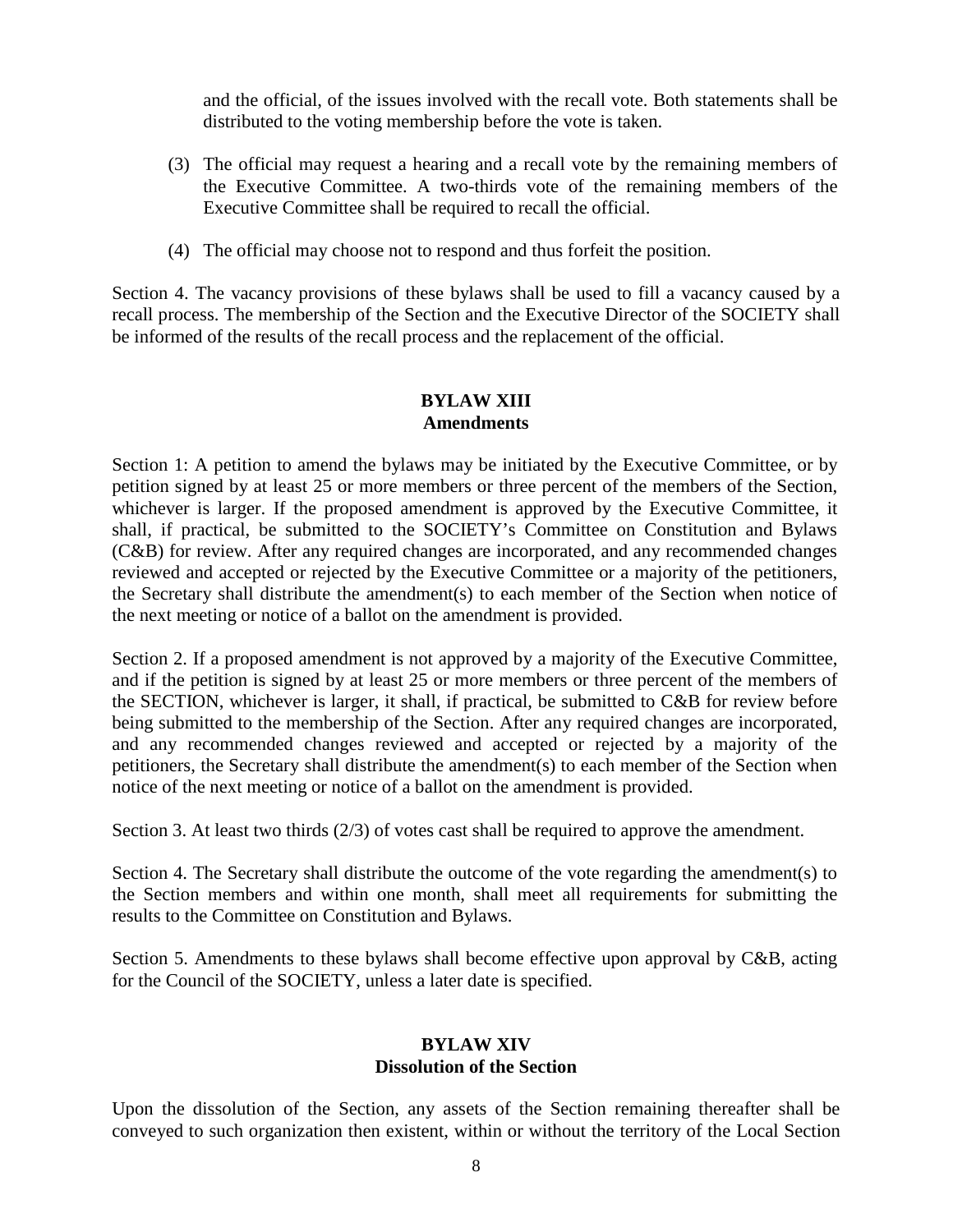and the official, of the issues involved with the recall vote. Both statements shall be distributed to the voting membership before the vote is taken.

(3) The official may request a hearing and a recall vote by the remaining members of the Executive Committee. A two-thirds vote of the remaining members of the Executive Committee shall be required to recall the official.

(4) The official may choose not to respond and thus forfeit the position.

Section 4. The vacancy provisions of these bylaws shall be used to fill a vacancy caused by a recall process. The membership of the Section and the Executive Director of the SOCIETY shall be informed of the results of the recall process and the replacement of the official.

## BYLAW XIII
## Amendments

Section 1: A petition to amend the bylaws may be initiated by the Executive Committee, or by petition signed by at least 25 or more members or three percent of the members of the Section, whichever is larger. If the proposed amendment is approved by the Executive Committee, it shall, if practical, be submitted to the SOCIETY's Committee on Constitution and Bylaws (C&B) for review. After any required changes are incorporated, and any recommended changes reviewed and accepted or rejected by the Executive Committee or a majority of the petitioners, the Secretary shall distribute the amendment(s) to each member of the Section when notice of the next meeting or notice of a ballot on the amendment is provided.

Section 2. If a proposed amendment is not approved by a majority of the Executive Committee, and if the petition is signed by at least 25 or more members or three percent of the members of the SECTION, whichever is larger, it shall, if practical, be submitted to C&B for review before being submitted to the membership of the Section. After any required changes are incorporated, and any recommended changes reviewed and accepted or rejected by a majority of the petitioners, the Secretary shall distribute the amendment(s) to each member of the Section when notice of the next meeting or notice of a ballot on the amendment is provided.

Section 3. At least two thirds (2/3) of votes cast shall be required to approve the amendment.

Section 4. The Secretary shall distribute the outcome of the vote regarding the amendment(s) to the Section members and within one month, shall meet all requirements for submitting the results to the Committee on Constitution and Bylaws.

Section 5. Amendments to these bylaws shall become effective upon approval by C&B, acting for the Council of the SOCIETY, unless a later date is specified.

## BYLAW XIV
## Dissolution of the Section

Upon the dissolution of the Section, any assets of the Section remaining thereafter shall be conveyed to such organization then existent, within or without the territory of the Local Section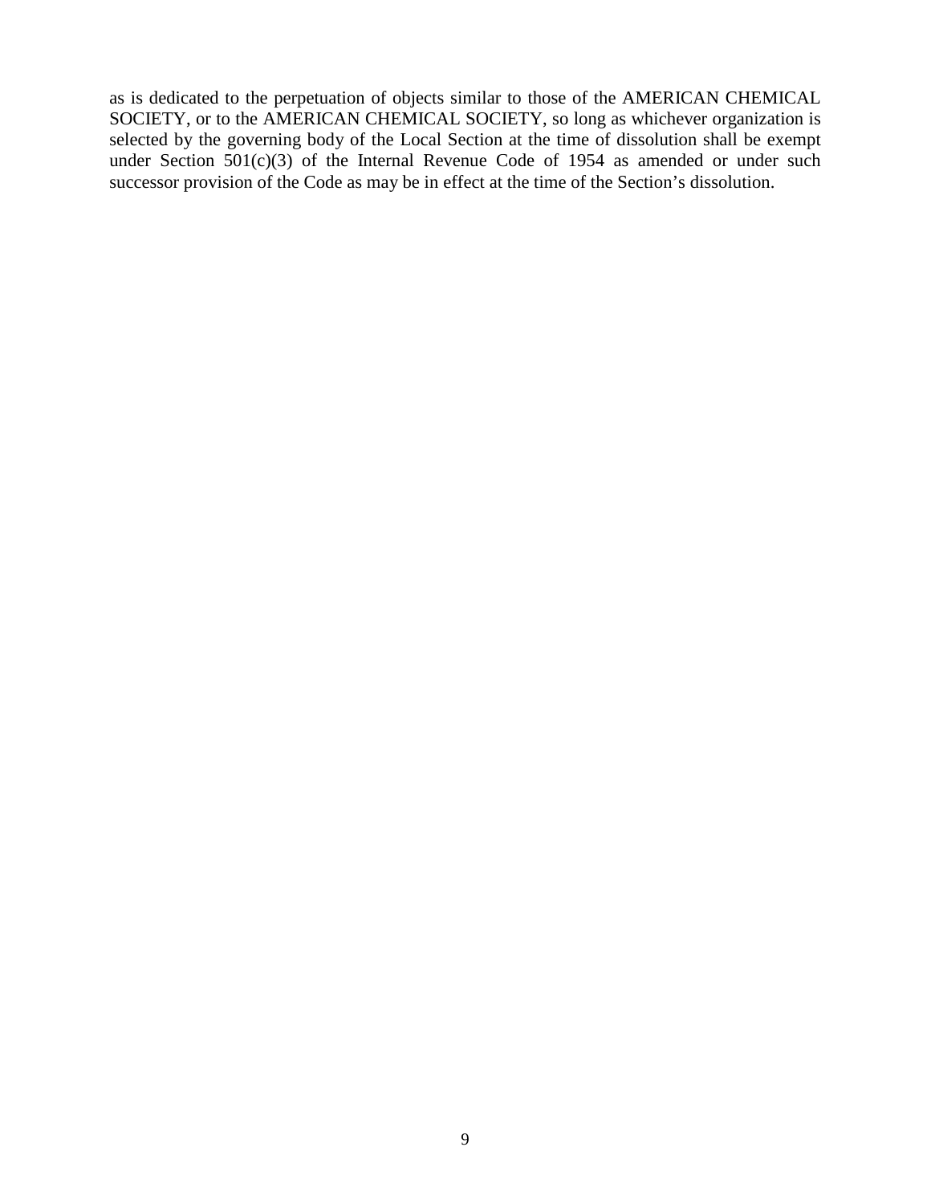as is dedicated to the perpetuation of objects similar to those of the AMERICAN CHEMICAL SOCIETY, or to the AMERICAN CHEMICAL SOCIETY, so long as whichever organization is selected by the governing body of the Local Section at the time of dissolution shall be exempt under Section 501(c)(3) of the Internal Revenue Code of 1954 as amended or under such successor provision of the Code as may be in effect at the time of the Section's dissolution.